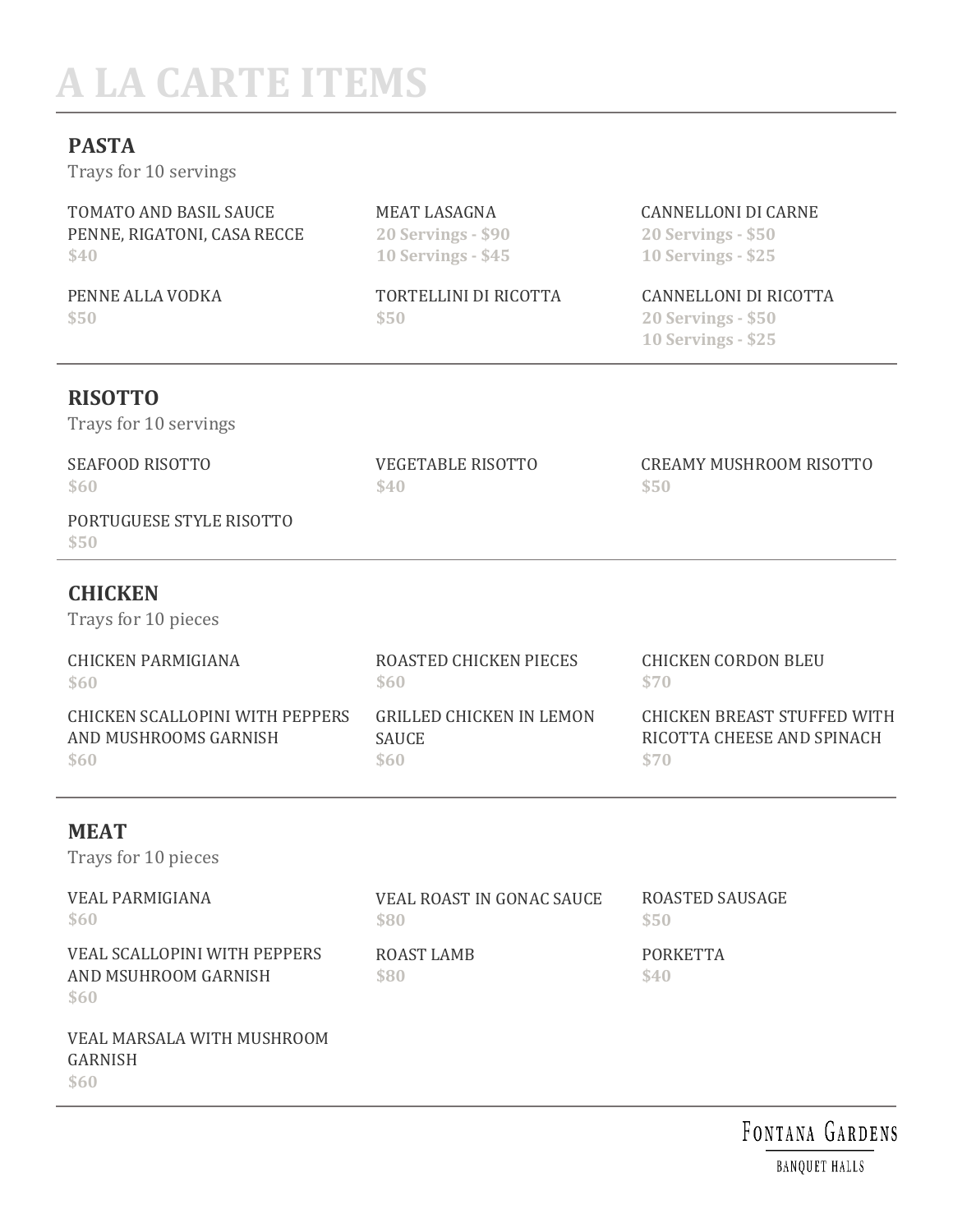# A LA CARTE ITEMS

## PASTA

Trays for 10 servings

TOMATO AND BASIL SAUCE
PENNE, RIGATONI, CASA RECCE
**$40**

PENNE ALLA VODKA
**$50**

MEAT LASAGNA
**20 Servings - $90**
**10 Servings - $45**

TORTELLINI DI RICOTTA
**$50**

CANNELLONI DI CARNE
**20 Servings - $50**
**10 Servings - $25**

CANNELLONI DI RICOTTA
**20 Servings - $50**
**10 Servings - $25**

## RISOTTO

Trays for 10 servings

SEAFOOD RISOTTO
**$60**

PORTUGUESE STYLE RISOTTO
**$50**

VEGETABLE RISOTTO
**$40**

CREAMY MUSHROOM RISOTTO
**$50**

## CHICKEN

Trays for 10 pieces

CHICKEN PARMIGIANA
**$60**

CHICKEN SCALLOPINI WITH PEPPERS AND MUSHROOMS GARNISH
**$60**

ROASTED CHICKEN PIECES
**$60**

GRILLED CHICKEN IN LEMON SAUCE
**$60**

CHICKEN CORDON BLEU
**$70**

CHICKEN BREAST STUFFED WITH RICOTTA CHEESE AND SPINACH
**$70**

## MEAT

Trays for 10 pieces

VEAL PARMIGIANA
**$60**

VEAL SCALLOPINI WITH PEPPERS AND MSUHROOM GARNISH
**$60**

VEAL MARSALA WITH MUSHROOM GARNISH
**$60**

VEAL ROAST IN GONAC SAUCE
**$80**

ROAST LAMB
**$80**

ROASTED SAUSAGE
**$50**

PORKETTA
**$40**

FONTANA GARDENS
BANQUET HALLS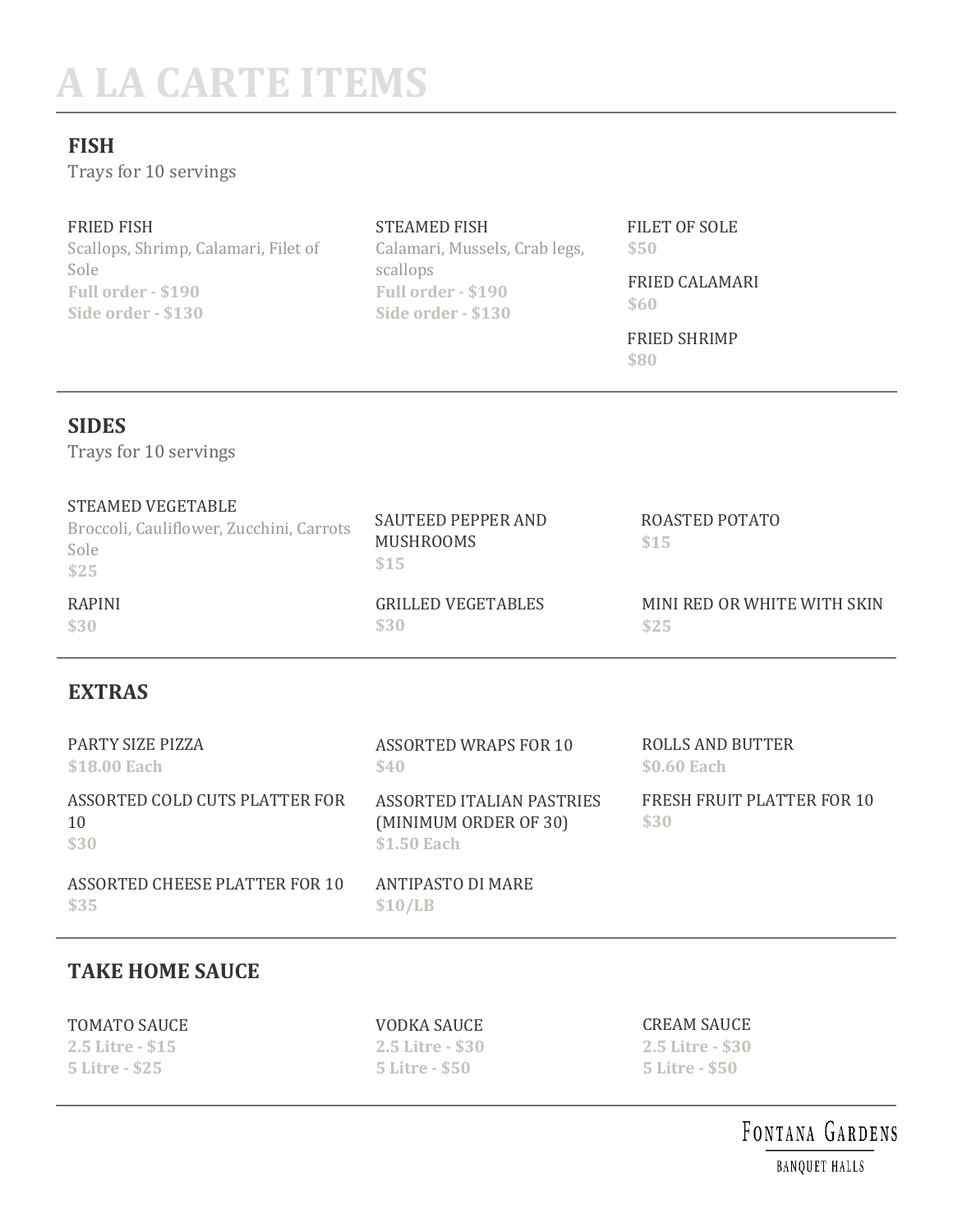# A LA CARTE ITEMS

## FISH

Trays for 10 servings

FRIED FISH
Scallops, Shrimp, Calamari, Filet of Sole
**Full order - $190**
**Side order - $130**

STEAMED FISH
Calamari, Mussels, Crab legs, scallops
**Full order - $190**
**Side order - $130**

FILET OF SOLE
**$50**

FRIED CALAMARI
**$60**

FRIED SHRIMP
**$80**

## SIDES

Trays for 10 servings

STEAMED VEGETABLE
Broccoli, Cauliflower, Zucchini, Carrots Sole
**$25**

RAPINI
**$30**

SAUTEED PEPPER AND MUSHROOMS
**$15**

GRILLED VEGETABLES
**$30**

ROASTED POTATO
**$15**

MINI RED OR WHITE WITH SKIN
**$25**

## EXTRAS

PARTY SIZE PIZZA
**$18.00 Each**

ASSORTED COLD CUTS PLATTER FOR 10
**$30**

ASSORTED CHEESE PLATTER FOR 10
**$35**

ASSORTED WRAPS FOR 10
**$40**

ASSORTED ITALIAN PASTRIES (MINIMUM ORDER OF 30)
**$1.50 Each**

ANTIPASTO DI MARE
**$10/LB**

ROLLS AND BUTTER
**$0.60 Each**

FRESH FRUIT PLATTER FOR 10
**$30**

## TAKE HOME SAUCE

TOMATO SAUCE
**2.5 Litre - $15**
**5 Litre - $25**

VODKA SAUCE
**2.5 Litre - $30**
**5 Litre - $50**

CREAM SAUCE
**2.5 Litre - $30**
**5 Litre - $50**

FONTANA GARDENS
BANQUET HALLS